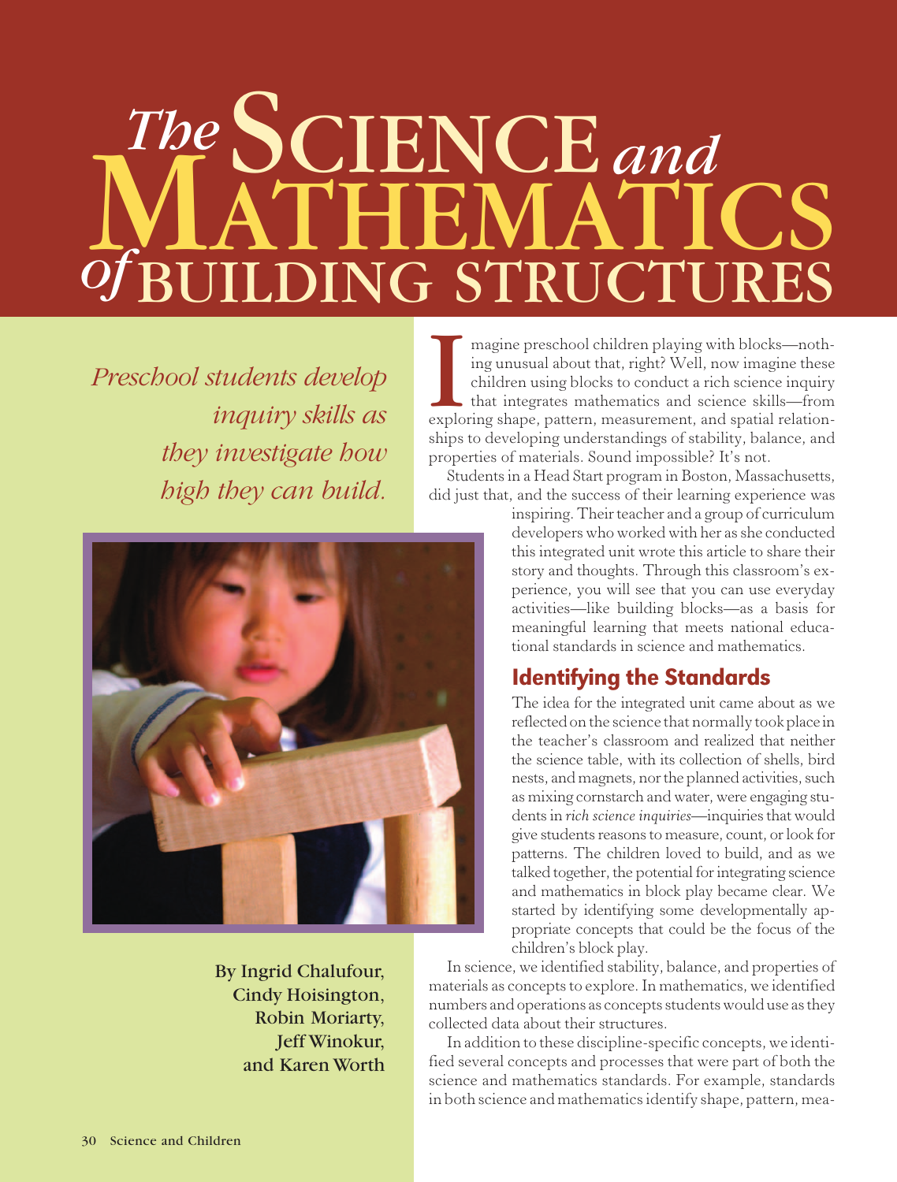# The Science and Mathematics of Building Structures

*Preschool students develop inquiry skills as they investigate how high they can build.*

By Ingrid Chalufour, Cindy Hoisington, Robin Moriarty, Jeff Winokur, and Karen Worth

Imagine preschool children playing with blocks—nothing unusual about that, right? Well, now imagine these children using blocks to conduct a rich science inquiry that integrates mathematics and science skills—from exploring shape, pattern, measurement, and spatial relationships to developing understandings of stability, balance, and properties of materials. Sound impossible? It's not.

Students in a Head Start program in Boston, Massachusetts, did just that, and the success of their learning experience was inspiring. Their teacher and a group of curriculum developers who worked with her as she conducted this integrated unit wrote this article to share their story and thoughts. Through this classroom's experience, you will see that you can use everyday activities—like building blocks—as a basis for meaningful learning that meets national educational standards in science and mathematics.

## Identifying the Standards

The idea for the integrated unit came about as we reflected on the science that normally took place in the teacher's classroom and realized that neither the science table, with its collection of shells, bird nests, and magnets, nor the planned activities, such as mixing cornstarch and water, were engaging students in *rich science inquiries*—inquiries that would give students reasons to measure, count, or look for patterns. The children loved to build, and as we talked together, the potential for integrating science and mathematics in block play became clear. We started by identifying some developmentally appropriate concepts that could be the focus of the children's block play.

In science, we identified stability, balance, and properties of materials as concepts to explore. In mathematics, we identified numbers and operations as concepts students would use as they collected data about their structures.

In addition to these discipline-specific concepts, we identified several concepts and processes that were part of both the science and mathematics standards. For example, standards in both science and mathematics identify shape, pattern, mea-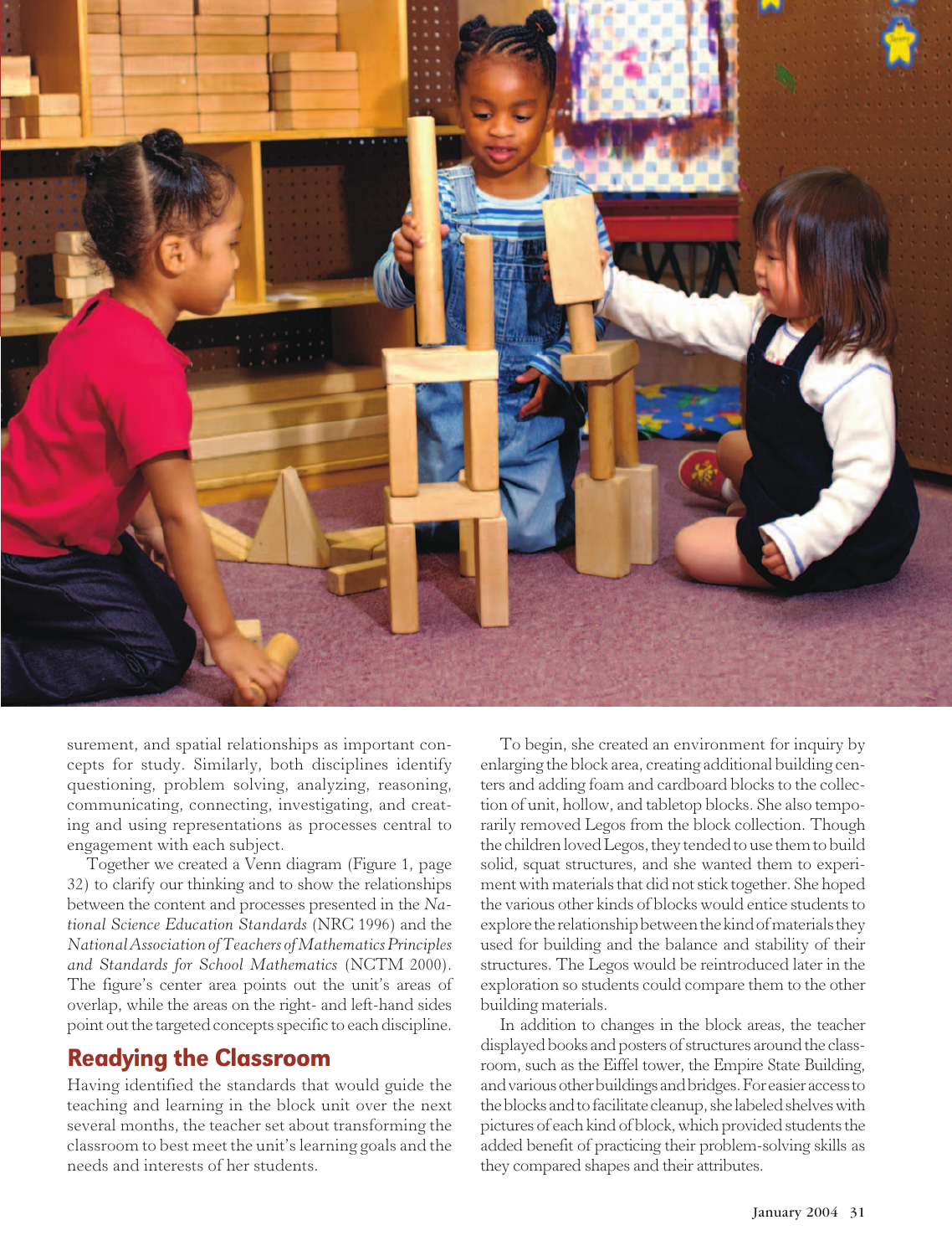surement, and spatial relationships as important concepts for study. Similarly, both disciplines identify questioning, problem solving, analyzing, reasoning, communicating, connecting, investigating, and creating and using representations as processes central to engagement with each subject.

Together we created a Venn diagram (Figure 1, page 32) to clarify our thinking and to show the relationships between the content and processes presented in the *National Science Education Standards* (NRC 1996) and the *National Association of Teachers of Mathematics Principles and Standards for School Mathematics* (NCTM 2000). The figure's center area points out the unit's areas of overlap, while the areas on the right- and left-hand sides point out the targeted concepts specific to each discipline.

## Readying the Classroom

Having identified the standards that would guide the teaching and learning in the block unit over the next several months, the teacher set about transforming the classroom to best meet the unit's learning goals and the needs and interests of her students.

To begin, she created an environment for inquiry by enlarging the block area, creating additional building centers and adding foam and cardboard blocks to the collection of unit, hollow, and tabletop blocks. She also temporarily removed Legos from the block collection. Though the children loved Legos, they tended to use them to build solid, squat structures, and she wanted them to experiment with materials that did not stick together. She hoped the various other kinds of blocks would entice students to explore the relationship between the kind of materials they used for building and the balance and stability of their structures. The Legos would be reintroduced later in the exploration so students could compare them to the other building materials.

In addition to changes in the block areas, the teacher displayed books and posters of structures around the classroom, such as the Eiffel tower, the Empire State Building, and various other buildings and bridges. For easier access to the blocks and to facilitate cleanup, she labeled shelves with pictures of each kind of block, which provided students the added benefit of practicing their problem-solving skills as they compared shapes and their attributes.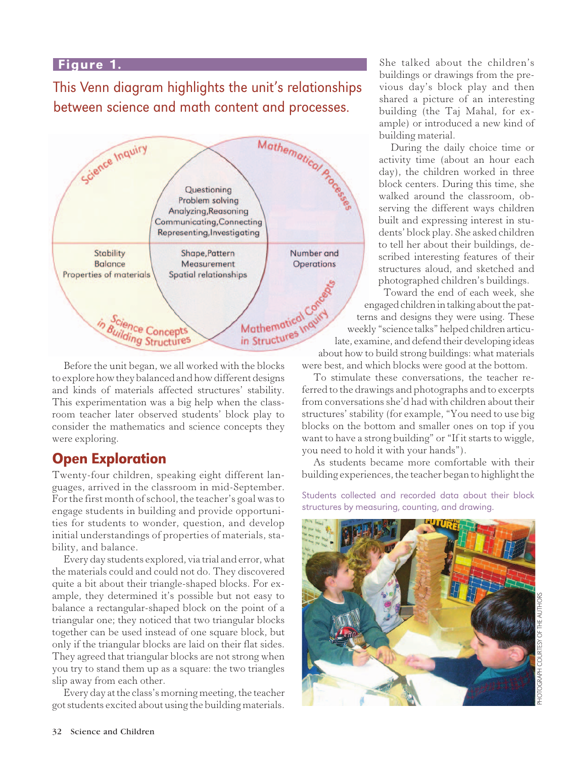**Figure 1.**

This Venn diagram highlights the unit's relationships between science and math content and processes.

Science Inquiry

Mathematical Processes

Questioning
Problem solving
Analyzing, Reasoning
Communicating, Connecting
Representing, Investigating

Stability
Balance
Properties of materials

Shape, Pattern
Measurement
Spatial relationships

Number and Operations

Science Concepts in Building Structures

Mathematical Concepts in Structures Inquiry

Before the unit began, we all worked with the blocks to explore how they balanced and how different designs and kinds of materials affected structures' stability. This experimentation was a big help when the classroom teacher later observed students' block play to consider the mathematics and science concepts they were exploring.

## Open Exploration

Twenty-four children, speaking eight different languages, arrived in the classroom in mid-September. For the first month of school, the teacher's goal was to engage students in building and provide opportunities for students to wonder, question, and develop initial understandings of properties of materials, stability, and balance.

Every day students explored, via trial and error, what the materials could and could not do. They discovered quite a bit about their triangle-shaped blocks. For example, they determined it's possible but not easy to balance a rectangular-shaped block on the point of a triangular one; they noticed that two triangular blocks together can be used instead of one square block, but only if the triangular blocks are laid on their flat sides. They agreed that triangular blocks are not strong when you try to stand them up as a square: the two triangles slip away from each other.

Every day at the class's morning meeting, the teacher got students excited about using the building materials. She talked about the children's buildings or drawings from the previous day's block play and then shared a picture of an interesting building (the Taj Mahal, for example) or introduced a new kind of building material.

During the daily choice time or activity time (about an hour each day), the children worked in three block centers. During this time, she walked around the classroom, observing the different ways children built and expressing interest in students' block play. She asked children to tell her about their buildings, described interesting features of their structures aloud, and sketched and photographed children's buildings.

Toward the end of each week, she engaged children in talking about the patterns and designs they were using. These weekly "science talks" helped children articulate, examine, and defend their developing ideas about how to build strong buildings: what materials were best, and which blocks were good at the bottom.

To stimulate these conversations, the teacher referred to the drawings and photographs and to excerpts from conversations she'd had with children about their structures' stability (for example, "You need to use big blocks on the bottom and smaller ones on top if you want to have a strong building" or "If it starts to wiggle, you need to hold it with your hands").

As students became more comfortable with their building experiences, the teacher began to highlight the

Students collected and recorded data about their block structures by measuring, counting, and drawing.

PHOTOGRAPH COURTESY OF THE AUTHORS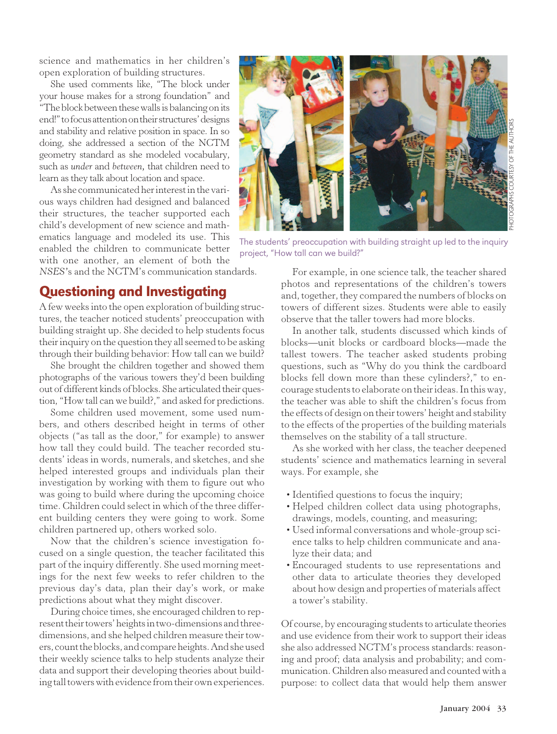science and mathematics in her children's open exploration of building structures.

She used comments like, "The block under your house makes for a strong foundation" and "The block between these walls is balancing on its end!" to focus attention on their structures' designs and stability and relative position in space. In so doing, she addressed a section of the NCTM geometry standard as she modeled vocabulary, such as *under* and *between*, that children need to learn as they talk about location and space.

As she communicated her interest in the various ways children had designed and balanced their structures, the teacher supported each child's development of new science and mathematics language and modeled its use. This enabled the children to communicate better with one another, an element of both the *NSES*'s and the NCTM's communication standards.

The students' preoccupation with building straight up led to the inquiry project, "How tall can we build?"

PHOTOGRAPHS COURTESY OF THE AUTHORS

## Questioning and Investigating

A few weeks into the open exploration of building structures, the teacher noticed students' preoccupation with building straight up. She decided to help students focus their inquiry on the question they all seemed to be asking through their building behavior: How tall can we build?

She brought the children together and showed them photographs of the various towers they'd been building out of different kinds of blocks. She articulated their question, "How tall can we build?," and asked for predictions.

Some children used movement, some used numbers, and others described height in terms of other objects ("as tall as the door," for example) to answer how tall they could build. The teacher recorded students' ideas in words, numerals, and sketches, and she helped interested groups and individuals plan their investigation by working with them to figure out who was going to build where during the upcoming choice time. Children could select in which of the three different building centers they were going to work. Some children partnered up, others worked solo.

Now that the children's science investigation focused on a single question, the teacher facilitated this part of the inquiry differently. She used morning meetings for the next few weeks to refer children to the previous day's data, plan their day's work, or make predictions about what they might discover.

During choice times, she encouraged children to represent their towers' heights in two-dimensions and three-dimensions, and she helped children measure their towers, count the blocks, and compare heights. And she used their weekly science talks to help students analyze their data and support their developing theories about building tall towers with evidence from their own experiences.

For example, in one science talk, the teacher shared photos and representations of the children's towers and, together, they compared the numbers of blocks on towers of different sizes. Students were able to easily observe that the taller towers had more blocks.

In another talk, students discussed which kinds of blocks—unit blocks or cardboard blocks—made the tallest towers. The teacher asked students probing questions, such as "Why do you think the cardboard blocks fell down more than these cylinders?," to encourage students to elaborate on their ideas. In this way, the teacher was able to shift the children's focus from the effects of design on their towers' height and stability to the effects of the properties of the building materials themselves on the stability of a tall structure.

As she worked with her class, the teacher deepened students' science and mathematics learning in several ways. For example, she

- Identified questions to focus the inquiry;
- Helped children collect data using photographs, drawings, models, counting, and measuring;
- Used informal conversations and whole-group science talks to help children communicate and analyze their data; and
- Encouraged students to use representations and other data to articulate theories they developed about how design and properties of materials affect a tower's stability.

Of course, by encouraging students to articulate theories and use evidence from their work to support their ideas she also addressed NCTM's process standards: reasoning and proof; data analysis and probability; and communication. Children also measured and counted with a purpose: to collect data that would help them answer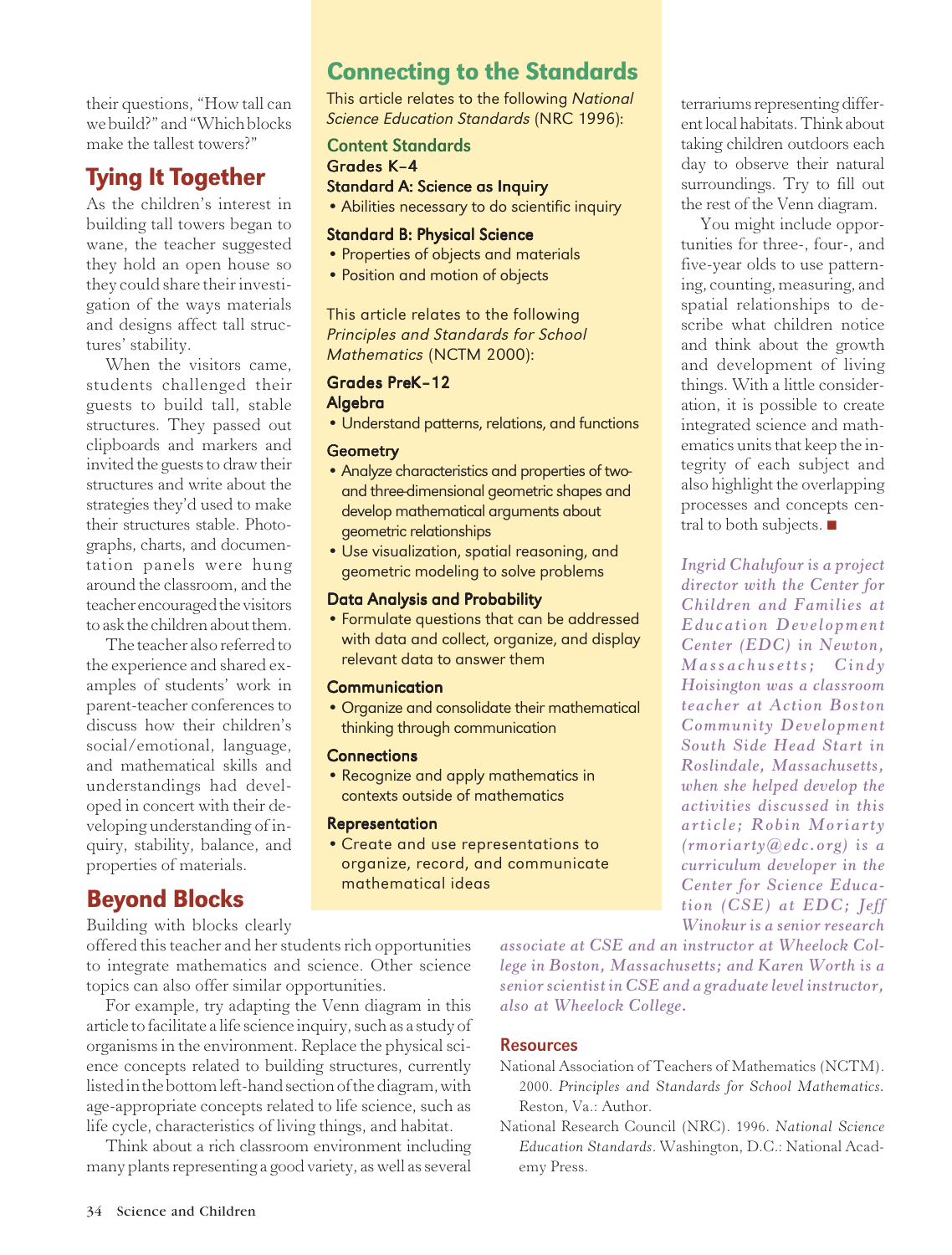their questions, "How tall can we build?" and "Which blocks make the tallest towers?"

## Tying It Together

As the children's interest in building tall towers began to wane, the teacher suggested they hold an open house so they could share their investigation of the ways materials and designs affect tall structures' stability.

When the visitors came, students challenged their guests to build tall, stable structures. They passed out clipboards and markers and invited the guests to draw their structures and write about the strategies they'd used to make their structures stable. Photographs, charts, and documentation panels were hung around the classroom, and the teacher encouraged the visitors to ask the children about them.

The teacher also referred to the experience and shared examples of students' work in parent-teacher conferences to discuss how their children's social/emotional, language, and mathematical skills and understandings had developed in concert with their developing understanding of inquiry, stability, balance, and properties of materials.

## Beyond Blocks

Building with blocks clearly offered this teacher and her students rich opportunities to integrate mathematics and science. Other science topics can also offer similar opportunities.

For example, try adapting the Venn diagram in this article to facilitate a life science inquiry, such as a study of organisms in the environment. Replace the physical science concepts related to building structures, currently listed in the bottom left-hand section of the diagram, with age-appropriate concepts related to life science, such as life cycle, characteristics of living things, and habitat.

Think about a rich classroom environment including many plants representing a good variety, as well as several terrariums representing different local habitats. Think about taking children outdoors each day to observe their natural surroundings. Try to fill out the rest of the Venn diagram.

You might include opportunities for three-, four-, and five-year olds to use patterning, counting, measuring, and spatial relationships to describe what children notice and think about the growth and development of living things. With a little consideration, it is possible to create integrated science and mathematics units that keep the integrity of each subject and also highlight the overlapping processes and concepts central to both subjects. ■

## Connecting to the Standards

This article relates to the following *National Science Education Standards* (NRC 1996):

### Content Standards

**Grades K–4**

**Standard A: Science as Inquiry**

- Abilities necessary to do scientific inquiry

**Standard B: Physical Science**

- Properties of objects and materials
- Position and motion of objects

This article relates to the following *Principles and Standards for School Mathematics* (NCTM 2000):

**Grades PreK–12**

**Algebra**

- Understand patterns, relations, and functions

**Geometry**

- Analyze characteristics and properties of two- and three-dimensional geometric shapes and develop mathematical arguments about geometric relationships
- Use visualization, spatial reasoning, and geometric modeling to solve problems

**Data Analysis and Probability**

- Formulate questions that can be addressed with data and collect, organize, and display relevant data to answer them

**Communication**

- Organize and consolidate their mathematical thinking through communication

**Connections**

- Recognize and apply mathematics in contexts outside of mathematics

**Representation**

- Create and use representations to organize, record, and communicate mathematical ideas

*Ingrid Chalufour is a project director with the Center for Children and Families at Education Development Center (EDC) in Newton, Massachusetts; Cindy Hoisington was a classroom teacher at Action Boston Community Development South Side Head Start in Roslindale, Massachusetts, when she helped develop the activities discussed in this article; Robin Moriarty (rmoriarty@edc.org) is a curriculum developer in the Center for Science Education (CSE) at EDC; Jeff Winokur is a senior research associate at CSE and an instructor at Wheelock College in Boston, Massachusetts; and Karen Worth is a senior scientist in CSE and a graduate level instructor, also at Wheelock College.*

## Resources

National Association of Teachers of Mathematics (NCTM). 2000. *Principles and Standards for School Mathematics.* Reston, Va.: Author.

National Research Council (NRC). 1996. *National Science Education Standards.* Washington, D.C.: National Academy Press.